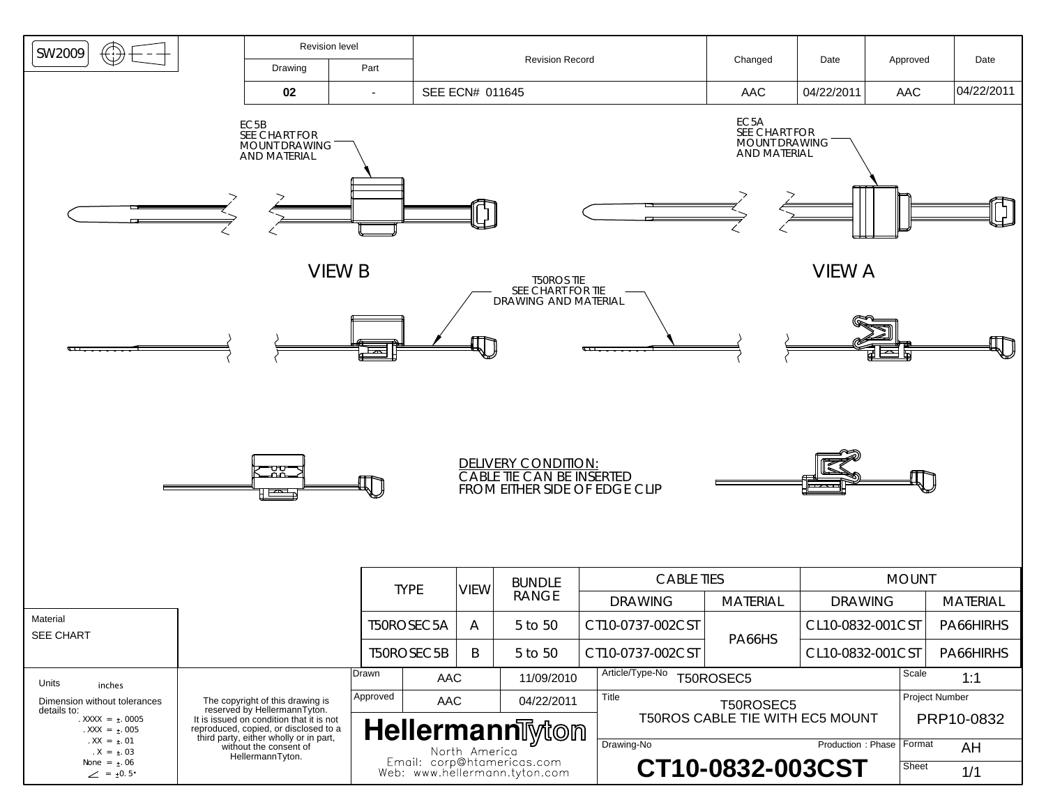SW2009

| Revision level | | Revision Record | Changed | Date | Approved | Date |
|---|---|---|---|---|---|---|
| Drawing | Part | | | | | |
| 02 | - | SEE ECN# 011645 | AAC | 04/22/2011 | AAC | 04/22/2011 |

EC5B
SEE CHART FOR
MOUNT DRAWING
AND MATERIAL

EC5A
SEE CHART FOR
MOUNT DRAWING
AND MATERIAL

VIEW B

VIEW A

T50ROS TIE
SEE CHART FOR TIE
DRAWING AND MATERIAL

DELIVERY CONDITION:
CABLE TIE CAN BE INSERTED
FROM EITHER SIDE OF EDGE CLIP

| TYPE | VIEW | BUNDLE RANGE | CABLE TIES | | MOUNT | |
|---|---|---|---|---|---|---|
| | | | DRAWING | MATERIAL | DRAWING | MATERIAL |
| T50ROSEC5A | A | 5 to 50 | CT10-0737-002CST | PA66HS | CL10-0832-001CST | PA66HIRHS |
| T50ROSEC5B | B | 5 to 50 | CT10-0737-002CST | PA66HS | CL10-0832-001CST | PA66HIRHS |

Material
SEE CHART

Units: inches

Dimension without tolerances details to:
.XXXX = ±.0005
.XXX = ±.005
.XX = ±.01
.X = ±.03
None = ±.06
∠ = ±0.5°

The copyright of this drawing is reserved by HellermannTyton. It is issued on condition that it is not reproduced, copied, or disclosed to a third party, either wholly or in part, without the consent of HellermannTyton.

| Drawn | AAC | 11/09/2010 |
|---|---|---|
| Approved | AAC | 04/22/2011 |

**HellermannTyton**
North America
Email: corp@htamericas.com
Web: www.hellermann.tyton.com

Article/Type-No: T50ROSEC5

Title: T50ROSEC5
T50ROS CABLE TIE WITH EC5 MOUNT

Drawing-No: **CT10-0832-003CST**

Production : Phase

Scale: 1:1

Project Number: PRP10-0832

Format: AH

Sheet: 1/1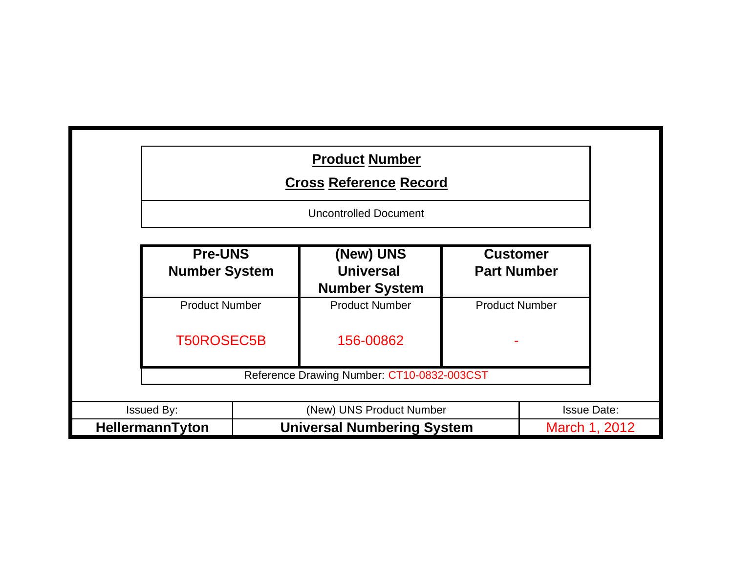# Product Number

# Cross Reference Record

Uncontrolled Document

| Pre-UNS Number System | (New) UNS Universal Number System | Customer Part Number |
|---|---|---|
| Product Number | Product Number | Product Number |
| T50ROSEC5B | 156-00862 | - |

Reference Drawing Number: CT10-0832-003CST

| Issued By: | (New) UNS Product Number | Issue Date: |
|---|---|---|
| **HellermannTyton** | **Universal Numbering System** | March 1, 2012 |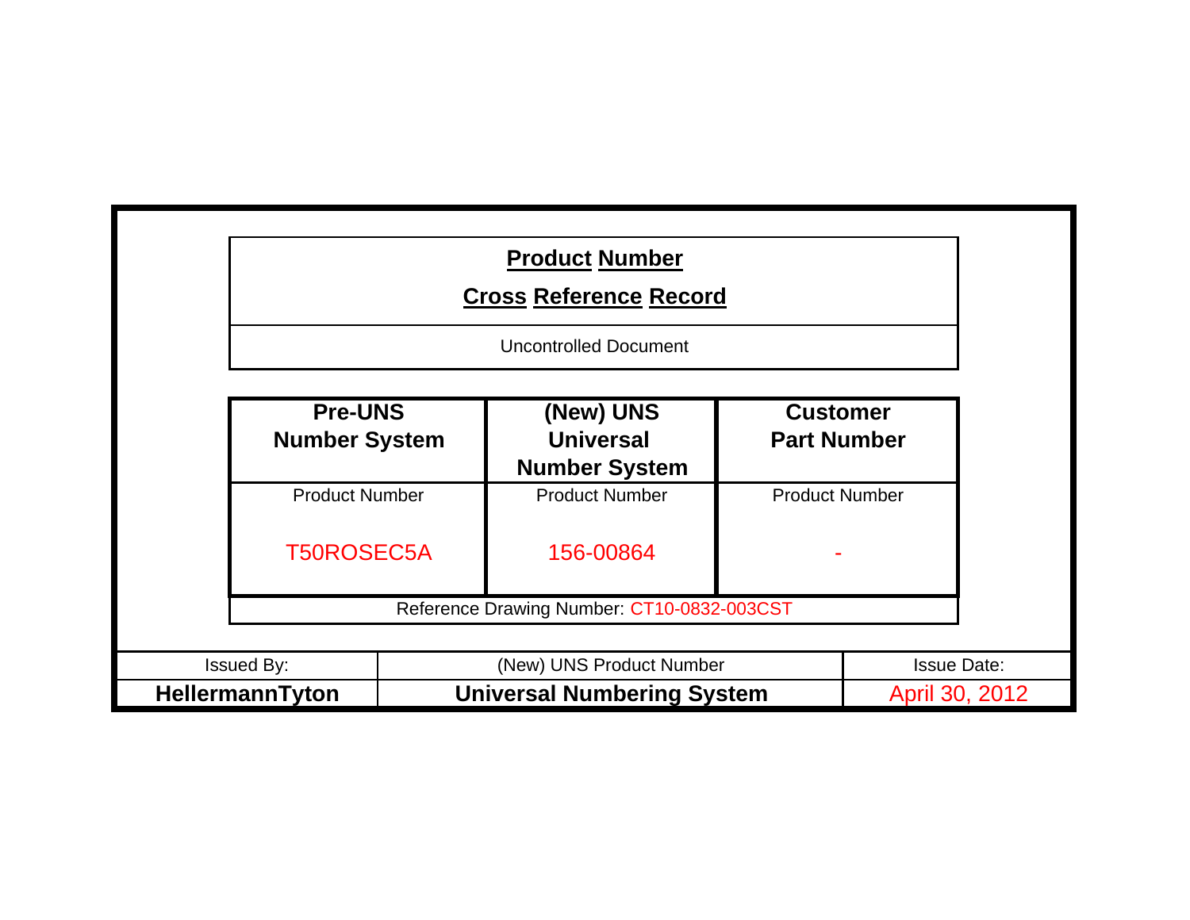# Product Number

# Cross Reference Record

Uncontrolled Document

| Pre-UNS Number System | (New) UNS Universal Number System | Customer Part Number |
|---|---|---|
| Product Number | Product Number | Product Number |
| T50ROSEC5A | 156-00864 | - |

Reference Drawing Number: CT10-0832-003CST

| Issued By: | (New) UNS Product Number | Issue Date: |
|---|---|---|
| **HellermannTyton** | **Universal Numbering System** | April 30, 2012 |